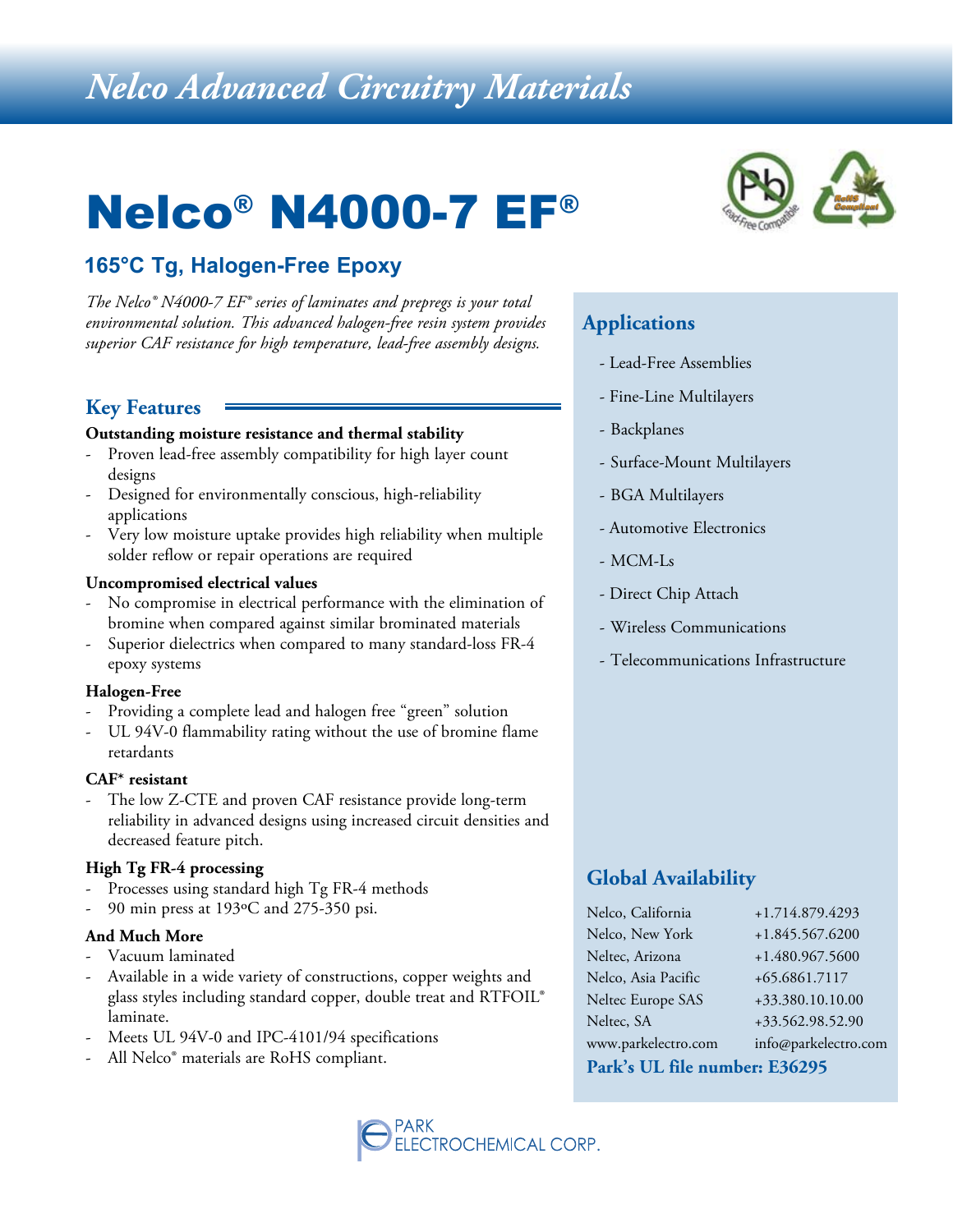# Nelco Advanced Circuitry Materials

# Nelco® N4000-7 EF®

## 165°C Tg, Halogen-Free Epoxy

*The Nelco® N4000-7 EF® series of laminates and prepregs is your total environmental solution. This advanced halogen-free resin system provides superior CAF resistance for high temperature, lead-free assembly designs.*

### Key Features

**Outstanding moisture resistance and thermal stability**

- Proven lead-free assembly compatibility for high layer count designs
- Designed for environmentally conscious, high-reliability applications
- Very low moisture uptake provides high reliability when multiple solder reflow or repair operations are required

**Uncompromised electrical values**

- No compromise in electrical performance with the elimination of bromine when compared against similar brominated materials
- Superior dielectrics when compared to many standard-loss FR-4 epoxy systems

**Halogen-Free**

- Providing a complete lead and halogen free "green" solution
- UL 94V-0 flammability rating without the use of bromine flame retardants

**CAF* resistant**

- The low Z-CTE and proven CAF resistance provide long-term reliability in advanced designs using increased circuit densities and decreased feature pitch.

**High Tg FR-4 processing**

- Processes using standard high Tg FR-4 methods
- 90 min press at 193ºC and 275-350 psi.

**And Much More**

- Vacuum laminated
- Available in a wide variety of constructions, copper weights and glass styles including standard copper, double treat and RTFOIL® laminate.
- Meets UL 94V-0 and IPC-4101/94 specifications
- All Nelco® materials are RoHS compliant.

### Applications

- Lead-Free Assemblies
- Fine-Line Multilayers
- Backplanes
- Surface-Mount Multilayers
- BGA Multilayers
- Automotive Electronics
- MCM-Ls
- Direct Chip Attach
- Wireless Communications
- Telecommunications Infrastructure

### Global Availability

| | |
|---|---|
| Nelco, California | +1.714.879.4293 |
| Nelco, New York | +1.845.567.6200 |
| Neltec, Arizona | +1.480.967.5600 |
| Nelco, Asia Pacific | +65.6861.7117 |
| Neltec Europe SAS | +33.380.10.10.00 |
| Neltec, SA | +33.562.98.52.90 |
| www.parkelectro.com | info@parkelectro.com |

**Park's UL file number: E36295**

PARK ELECTROCHEMICAL CORP.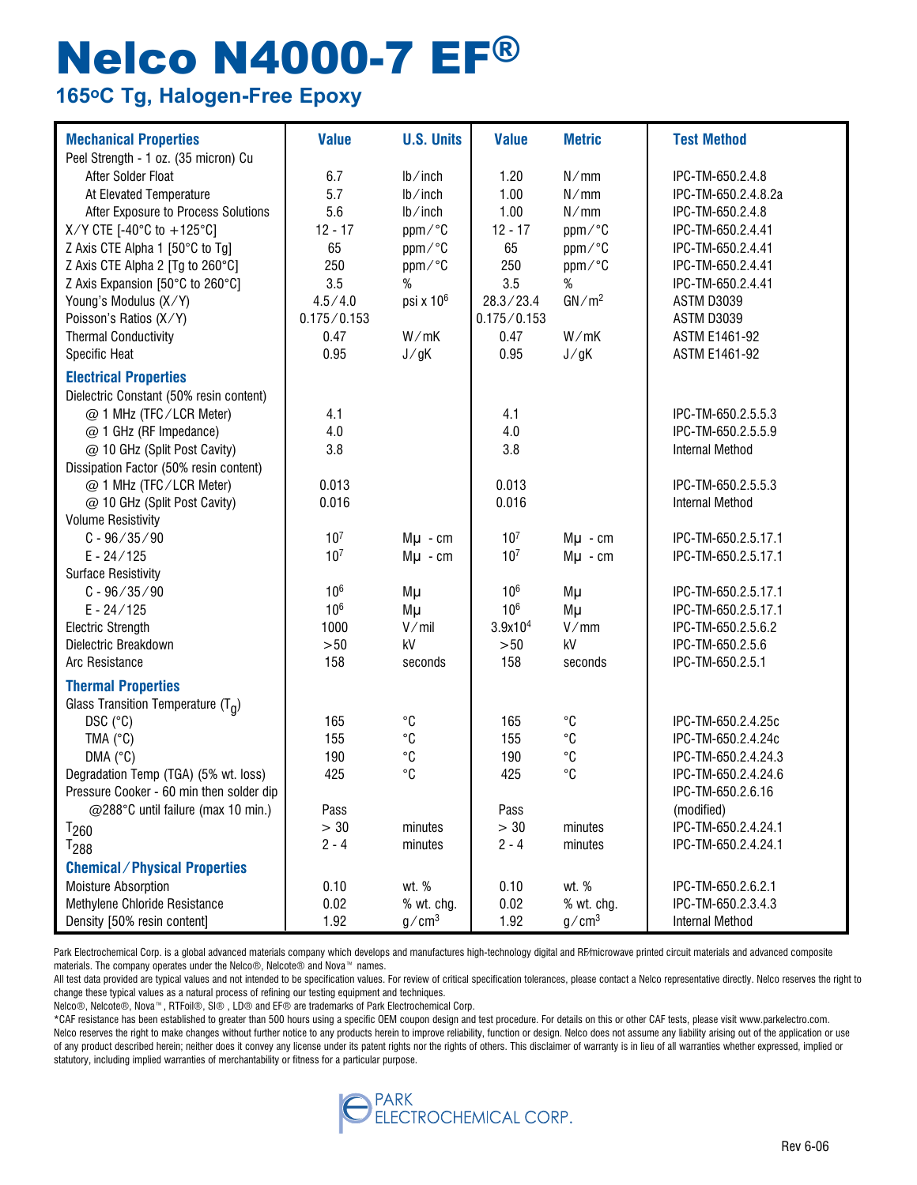# Nelco N4000-7 EF®

## 165°C Tg, Halogen-Free Epoxy

| Mechanical Properties | Value | U.S. Units | Value | Metric | Test Method |
|---|---|---|---|---|---|
| Peel Strength - 1 oz. (35 micron) Cu | | | | | |
| After Solder Float | 6.7 | lb/inch | 1.20 | N/mm | IPC-TM-650.2.4.8 |
| At Elevated Temperature | 5.7 | lb/inch | 1.00 | N/mm | IPC-TM-650.2.4.8.2a |
| After Exposure to Process Solutions | 5.6 | lb/inch | 1.00 | N/mm | IPC-TM-650.2.4.8 |
| X/Y CTE [-40°C to +125°C] | 12 - 17 | ppm/°C | 12 - 17 | ppm/°C | IPC-TM-650.2.4.41 |
| Z Axis CTE Alpha 1 [50°C to Tg] | 65 | ppm/°C | 65 | ppm/°C | IPC-TM-650.2.4.41 |
| Z Axis CTE Alpha 2 [Tg to 260°C] | 250 | ppm/°C | 250 | ppm/°C | IPC-TM-650.2.4.41 |
| Z Axis Expansion [50°C to 260°C] | 3.5 | % | 3.5 | % | IPC-TM-650.2.4.41 |
| Young's Modulus (X/Y) | 4.5/4.0 | psi x $10^6$ | 28.3/23.4 | GN/$m^2$ | ASTM D3039 |
| Poisson's Ratios (X/Y) | 0.175/0.153 | | 0.175/0.153 | | ASTM D3039 |
| Thermal Conductivity | 0.47 | W/mK | 0.47 | W/mK | ASTM E1461-92 |
| Specific Heat | 0.95 | J/gK | 0.95 | J/gK | ASTM E1461-92 |
| **Electrical Properties** | | | | | |
| Dielectric Constant (50% resin content) | | | | | |
| @ 1 MHz (TFC/LCR Meter) | 4.1 | | 4.1 | | IPC-TM-650.2.5.5.3 |
| @ 1 GHz (RF Impedance) | 4.0 | | 4.0 | | IPC-TM-650.2.5.5.9 |
| @ 10 GHz (Split Post Cavity) | 3.8 | | 3.8 | | Internal Method |
| Dissipation Factor (50% resin content) | | | | | |
| @ 1 MHz (TFC/LCR Meter) | 0.013 | | 0.013 | | IPC-TM-650.2.5.5.3 |
| @ 10 GHz (Split Post Cavity) | 0.016 | | 0.016 | | Internal Method |
| Volume Resistivity | | | | | |
| C - 96/35/90 | $10^7$ | Mμ - cm | $10^7$ | Mμ - cm | IPC-TM-650.2.5.17.1 |
| E - 24/125 | $10^7$ | Mμ - cm | $10^7$ | Mμ - cm | IPC-TM-650.2.5.17.1 |
| Surface Resistivity | | | | | |
| C - 96/35/90 | $10^6$ | Mμ | $10^6$ | Mμ | IPC-TM-650.2.5.17.1 |
| E - 24/125 | $10^6$ | Mμ | $10^6$ | Mμ | IPC-TM-650.2.5.17.1 |
| Electric Strength | 1000 | V/mil | $3.9 \times 10^4$ | V/mm | IPC-TM-650.2.5.6.2 |
| Dielectric Breakdown | >50 | kV | >50 | kV | IPC-TM-650.2.5.6 |
| Arc Resistance | 158 | seconds | 158 | seconds | IPC-TM-650.2.5.1 |
| **Thermal Properties** | | | | | |
| Glass Transition Temperature ($T_g$) | | | | | |
| DSC (°C) | 165 | °C | 165 | °C | IPC-TM-650.2.4.25c |
| TMA (°C) | 155 | °C | 155 | °C | IPC-TM-650.2.4.24c |
| DMA (°C) | 190 | °C | 190 | °C | IPC-TM-650.2.4.24.3 |
| Degradation Temp (TGA) (5% wt. loss) | 425 | °C | 425 | °C | IPC-TM-650.2.4.24.6 |
| Pressure Cooker - 60 min then solder dip | | | | | IPC-TM-650.2.6.16 |
| @288°C until failure (max 10 min.) | Pass | | Pass | | (modified) |
| $T_{260}$ | > 30 | minutes | > 30 | minutes | IPC-TM-650.2.4.24.1 |
| $T_{288}$ | 2 - 4 | minutes | 2 - 4 | minutes | IPC-TM-650.2.4.24.1 |
| **Chemical/Physical Properties** | | | | | |
| Moisture Absorption | 0.10 | wt. % | 0.10 | wt. % | IPC-TM-650.2.6.2.1 |
| Methylene Chloride Resistance | 0.02 | % wt. chg. | 0.02 | % wt. chg. | IPC-TM-650.2.3.4.3 |
| Density [50% resin content] | 1.92 | g/$cm^3$ | 1.92 | g/$cm^3$ | Internal Method |

Park Electrochemical Corp. is a global advanced materials company which develops and manufactures high-technology digital and RF/microwave printed circuit materials and advanced composite materials. The company operates under the Nelco®, Nelcote® and Nova™ names.

All test data provided are typical values and not intended to be specification values. For review of critical specification tolerances, please contact a Nelco representative directly. Nelco reserves the right to change these typical values as a natural process of refining our testing equipment and techniques.

Nelco®, Nelcote®, Nova™, RTFoil®, SI®, LD® and EF® are trademarks of Park Electrochemical Corp.

*CAF resistance has been established to greater than 500 hours using a specific OEM coupon design and test procedure. For details on this or other CAF tests, please visit www.parkelectro.com.

Nelco reserves the right to make changes without further notice to any products herein to improve reliability, function or design. Nelco does not assume any liability arising out of the application or use of any product described herein; neither does it convey any license under its patent rights nor the rights of others. This disclaimer of warranty is in lieu of all warranties whether expressed, implied or statutory, including implied warranties of merchantability or fitness for a particular purpose.

PARK ELECTROCHEMICAL CORP.

Rev 6-06